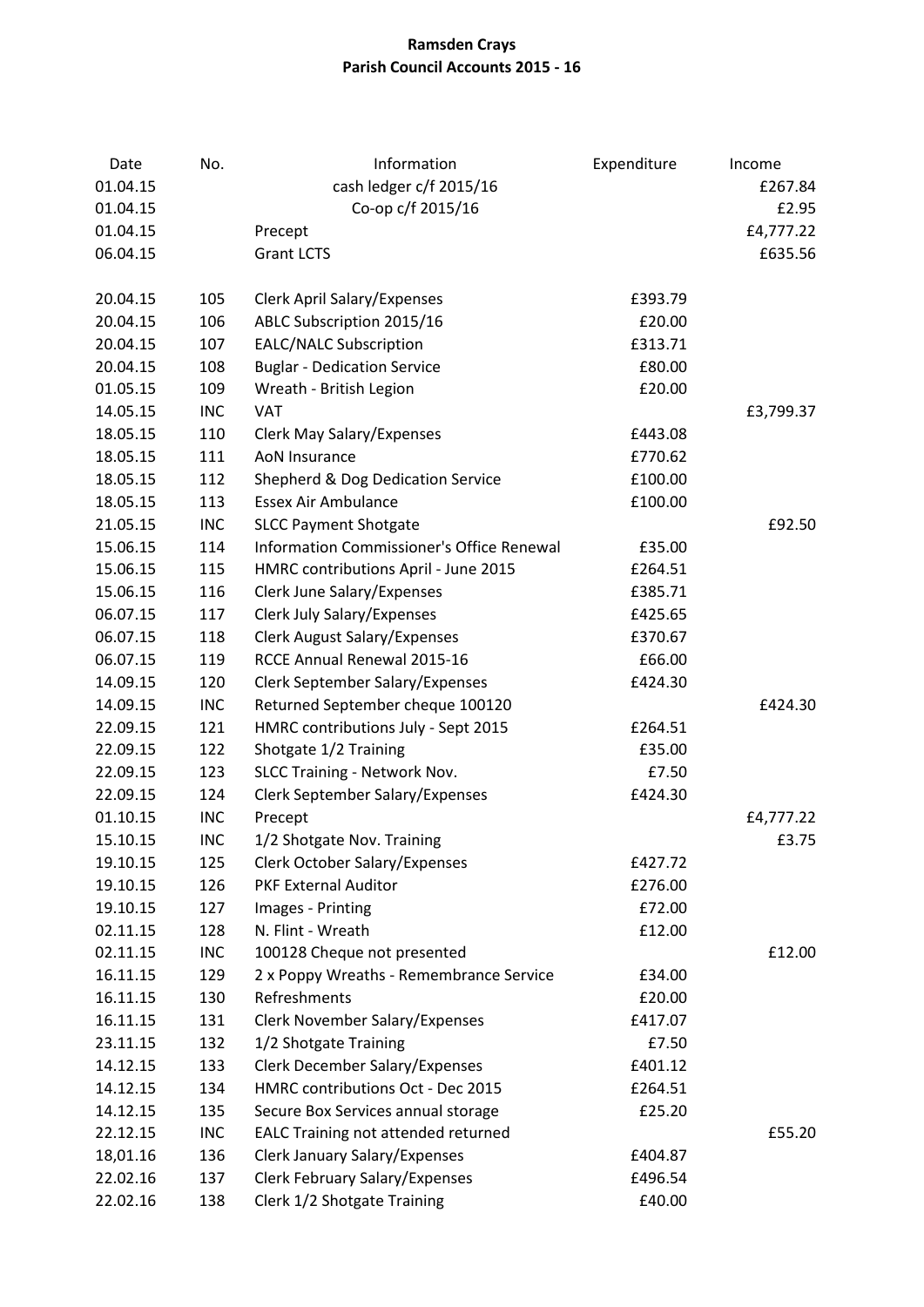# Ramsden Crays
## Parish Council Accounts 2015 - 16

| Date | No. | Information | Expenditure | Income |
|---|---|---|---|---|
| 01.04.15 | | cash ledger c/f 2015/16 | | £267.84 |
| 01.04.15 | | Co-op c/f 2015/16 | | £2.95 |
| 01.04.15 | | Precept | | £4,777.22 |
| 06.04.15 | | Grant LCTS | | £635.56 |
| 20.04.15 | 105 | Clerk April Salary/Expenses | £393.79 | |
| 20.04.15 | 106 | ABLC Subscription 2015/16 | £20.00 | |
| 20.04.15 | 107 | EALC/NALC Subscription | £313.71 | |
| 20.04.15 | 108 | Buglar - Dedication Service | £80.00 | |
| 01.05.15 | 109 | Wreath - British Legion | £20.00 | |
| 14.05.15 | INC | VAT | | £3,799.37 |
| 18.05.15 | 110 | Clerk May Salary/Expenses | £443.08 | |
| 18.05.15 | 111 | AoN Insurance | £770.62 | |
| 18.05.15 | 112 | Shepherd & Dog Dedication Service | £100.00 | |
| 18.05.15 | 113 | Essex Air Ambulance | £100.00 | |
| 21.05.15 | INC | SLCC Payment Shotgate | | £92.50 |
| 15.06.15 | 114 | Information Commissioner's Office Renewal | £35.00 | |
| 15.06.15 | 115 | HMRC contributions April - June 2015 | £264.51 | |
| 15.06.15 | 116 | Clerk June Salary/Expenses | £385.71 | |
| 06.07.15 | 117 | Clerk July Salary/Expenses | £425.65 | |
| 06.07.15 | 118 | Clerk August Salary/Expenses | £370.67 | |
| 06.07.15 | 119 | RCCE Annual Renewal 2015-16 | £66.00 | |
| 14.09.15 | 120 | Clerk September Salary/Expenses | £424.30 | |
| 14.09.15 | INC | Returned September cheque 100120 | | £424.30 |
| 22.09.15 | 121 | HMRC contributions July - Sept 2015 | £264.51 | |
| 22.09.15 | 122 | Shotgate 1/2 Training | £35.00 | |
| 22.09.15 | 123 | SLCC Training - Network Nov. | £7.50 | |
| 22.09.15 | 124 | Clerk September Salary/Expenses | £424.30 | |
| 01.10.15 | INC | Precept | | £4,777.22 |
| 15.10.15 | INC | 1/2 Shotgate Nov. Training | | £3.75 |
| 19.10.15 | 125 | Clerk October Salary/Expenses | £427.72 | |
| 19.10.15 | 126 | PKF External Auditor | £276.00 | |
| 19.10.15 | 127 | Images - Printing | £72.00 | |
| 02.11.15 | 128 | N. Flint - Wreath | £12.00 | |
| 02.11.15 | INC | 100128 Cheque not presented | | £12.00 |
| 16.11.15 | 129 | 2 x Poppy Wreaths - Remembrance Service | £34.00 | |
| 16.11.15 | 130 | Refreshments | £20.00 | |
| 16.11.15 | 131 | Clerk November Salary/Expenses | £417.07 | |
| 23.11.15 | 132 | 1/2 Shotgate Training | £7.50 | |
| 14.12.15 | 133 | Clerk December Salary/Expenses | £401.12 | |
| 14.12.15 | 134 | HMRC contributions Oct - Dec 2015 | £264.51 | |
| 14.12.15 | 135 | Secure Box Services annual storage | £25.20 | |
| 22.12.15 | INC | EALC Training not attended returned | | £55.20 |
| 18,01.16 | 136 | Clerk January Salary/Expenses | £404.87 | |
| 22.02.16 | 137 | Clerk February Salary/Expenses | £496.54 | |
| 22.02.16 | 138 | Clerk 1/2 Shotgate Training | £40.00 | |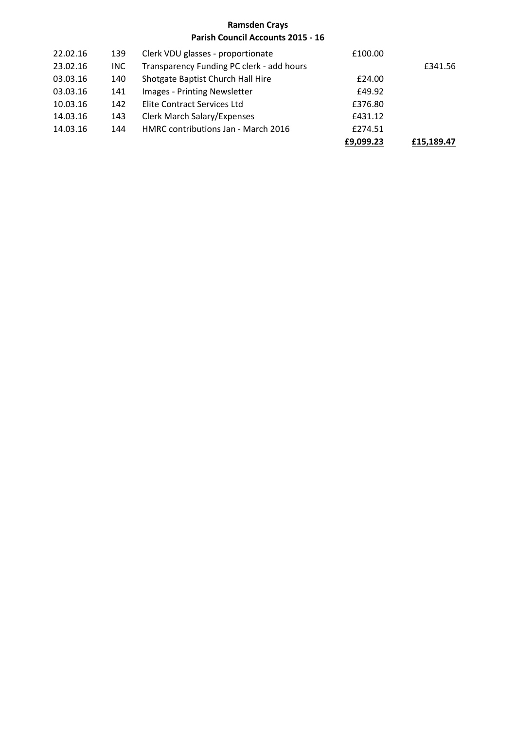**Ramsden Crays**
**Parish Council Accounts 2015 - 16**

| | | | | |
|---|---|---|---|---|
| 22.02.16 | 139 | Clerk VDU glasses - proportionate | £100.00 | |
| 23.02.16 | INC | Transparency Funding PC clerk - add hours | | £341.56 |
| 03.03.16 | 140 | Shotgate Baptist Church Hall Hire | £24.00 | |
| 03.03.16 | 141 | Images - Printing Newsletter | £49.92 | |
| 10.03.16 | 142 | Elite Contract Services Ltd | £376.80 | |
| 14.03.16 | 143 | Clerk March Salary/Expenses | £431.12 | |
| 14.03.16 | 144 | HMRC contributions Jan - March 2016 | £274.51 | |
| | | | **£9,099.23** | **£15,189.47** |